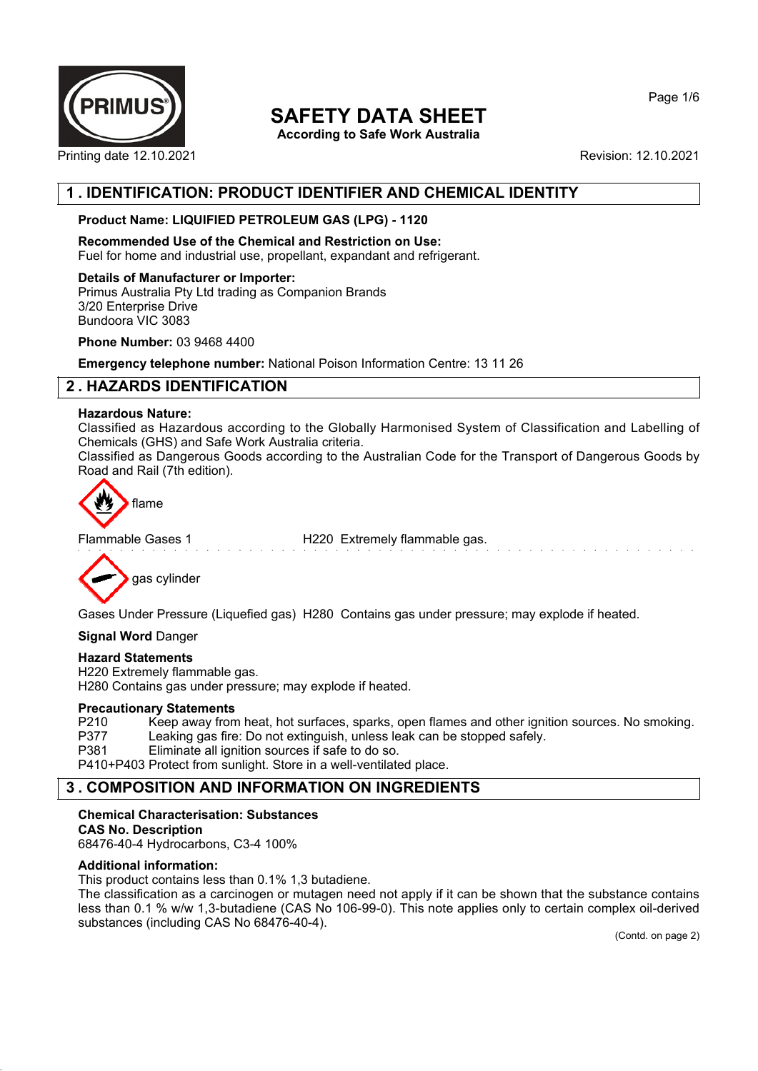PRIMUS

# SAFETY DATA SHEET

**According to Safe Work Australia**

Printing date 12.10.2021 Revision: 12.10.2021

## 1 . IDENTIFICATION: PRODUCT IDENTIFIER AND CHEMICAL IDENTITY

**Product Name: LIQUIFIED PETROLEUM GAS (LPG) - 1120**

**Recommended Use of the Chemical and Restriction on Use:**
Fuel for home and industrial use, propellant, expandant and refrigerant.

**Details of Manufacturer or Importer:**
Primus Australia Pty Ltd trading as Companion Brands
3/20 Enterprise Drive
Bundoora VIC 3083

**Phone Number:** 03 9468 4400

**Emergency telephone number:** National Poison Information Centre: 13 11 26

## 2 . HAZARDS IDENTIFICATION

**Hazardous Nature:**
Classified as Hazardous according to the Globally Harmonised System of Classification and Labelling of Chemicals (GHS) and Safe Work Australia criteria.
Classified as Dangerous Goods according to the Australian Code for the Transport of Dangerous Goods by Road and Rail (7th edition).

flame

Flammable Gases 1 H220 Extremely flammable gas.

gas cylinder

Gases Under Pressure (Liquefied gas) H280 Contains gas under pressure; may explode if heated.

**Signal Word** Danger

**Hazard Statements**
H220 Extremely flammable gas.
H280 Contains gas under pressure; may explode if heated.

**Precautionary Statements**
P210 Keep away from heat, hot surfaces, sparks, open flames and other ignition sources. No smoking.
P377 Leaking gas fire: Do not extinguish, unless leak can be stopped safely.
P381 Eliminate all ignition sources if safe to do so.
P410+P403 Protect from sunlight. Store in a well-ventilated place.

## 3 . COMPOSITION AND INFORMATION ON INGREDIENTS

**Chemical Characterisation: Substances**
**CAS No. Description**
68476-40-4 Hydrocarbons, C3-4 100%

**Additional information:**
This product contains less than 0.1% 1,3 butadiene.
The classification as a carcinogen or mutagen need not apply if it can be shown that the substance contains less than 0.1 % w/w 1,3-butadiene (CAS No 106-99-0). This note applies only to certain complex oil-derived substances (including CAS No 68476-40-4).

(Contd. on page 2)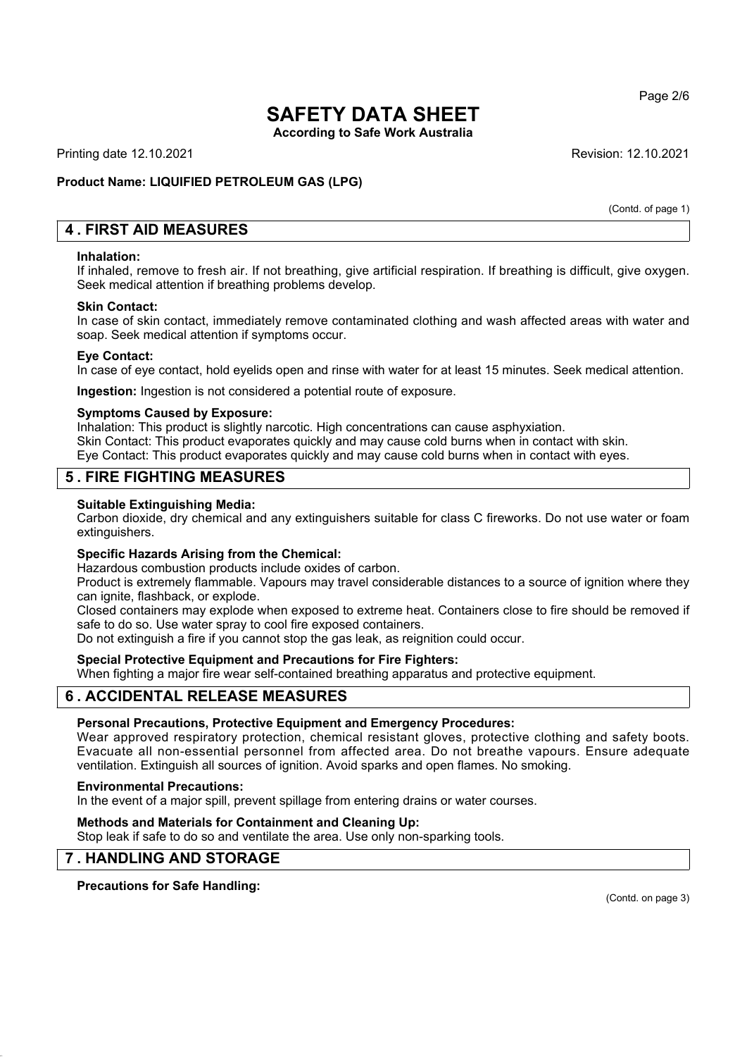# SAFETY DATA SHEET

**According to Safe Work Australia**

Printing date 12.10.2021 Revision: 12.10.2021

**Product Name: LIQUIFIED PETROLEUM GAS (LPG)**

(Contd. of page 1)

## 4 . FIRST AID MEASURES

**Inhalation:**
If inhaled, remove to fresh air. If not breathing, give artificial respiration. If breathing is difficult, give oxygen. Seek medical attention if breathing problems develop.

**Skin Contact:**
In case of skin contact, immediately remove contaminated clothing and wash affected areas with water and soap. Seek medical attention if symptoms occur.

**Eye Contact:**
In case of eye contact, hold eyelids open and rinse with water for at least 15 minutes. Seek medical attention.

**Ingestion:** Ingestion is not considered a potential route of exposure.

**Symptoms Caused by Exposure:**
Inhalation: This product is slightly narcotic. High concentrations can cause asphyxiation.
Skin Contact: This product evaporates quickly and may cause cold burns when in contact with skin.
Eye Contact: This product evaporates quickly and may cause cold burns when in contact with eyes.

## 5 . FIRE FIGHTING MEASURES

**Suitable Extinguishing Media:**
Carbon dioxide, dry chemical and any extinguishers suitable for class C fireworks. Do not use water or foam extinguishers.

**Specific Hazards Arising from the Chemical:**
Hazardous combustion products include oxides of carbon.
Product is extremely flammable. Vapours may travel considerable distances to a source of ignition where they can ignite, flashback, or explode.
Closed containers may explode when exposed to extreme heat. Containers close to fire should be removed if safe to do so. Use water spray to cool fire exposed containers.
Do not extinguish a fire if you cannot stop the gas leak, as reignition could occur.

**Special Protective Equipment and Precautions for Fire Fighters:**
When fighting a major fire wear self-contained breathing apparatus and protective equipment.

## 6 . ACCIDENTAL RELEASE MEASURES

**Personal Precautions, Protective Equipment and Emergency Procedures:**
Wear approved respiratory protection, chemical resistant gloves, protective clothing and safety boots. Evacuate all non-essential personnel from affected area. Do not breathe vapours. Ensure adequate ventilation. Extinguish all sources of ignition. Avoid sparks and open flames. No smoking.

**Environmental Precautions:**
In the event of a major spill, prevent spillage from entering drains or water courses.

**Methods and Materials for Containment and Cleaning Up:**
Stop leak if safe to do so and ventilate the area. Use only non-sparking tools.

## 7 . HANDLING AND STORAGE

**Precautions for Safe Handling:**

(Contd. on page 3)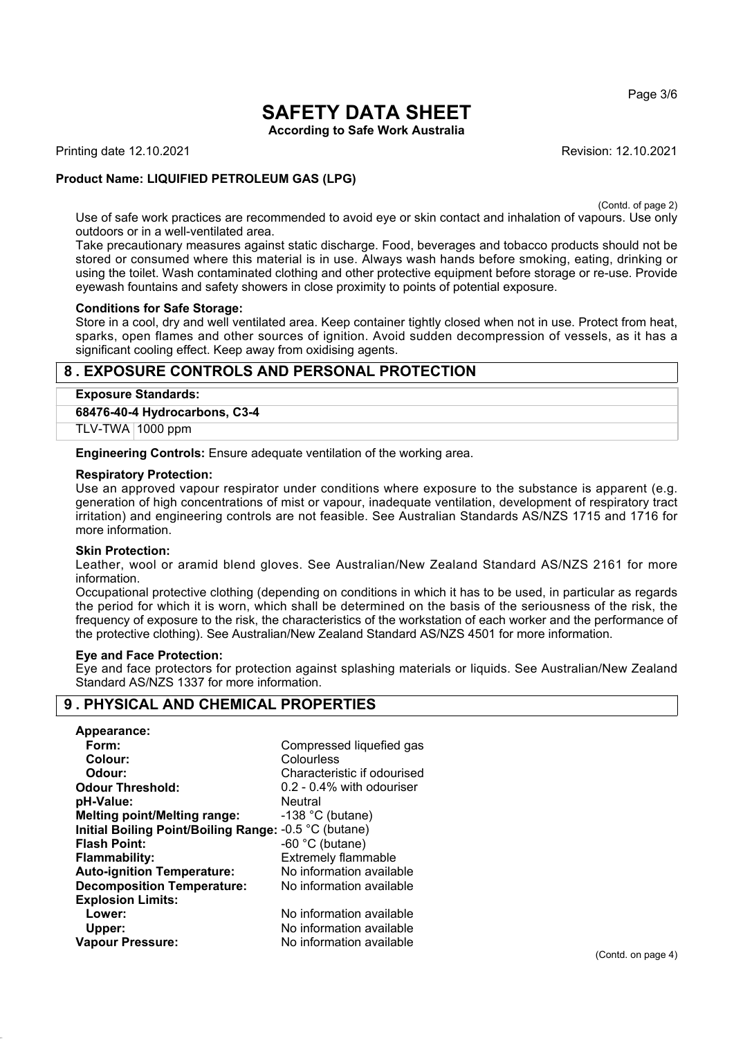(Contd. of page 2)

Use of safe work practices are recommended to avoid eye or skin contact and inhalation of vapours. Use only outdoors or in a well-ventilated area.

Take precautionary measures against static discharge. Food, beverages and tobacco products should not be stored or consumed where this material is in use. Always wash hands before smoking, eating, drinking or using the toilet. Wash contaminated clothing and other protective equipment before storage or re-use. Provide eyewash fountains and safety showers in close proximity to points of potential exposure.

**Conditions for Safe Storage:**

Store in a cool, dry and well ventilated area. Keep container tightly closed when not in use. Protect from heat, sparks, open flames and other sources of ignition. Avoid sudden decompression of vessels, as it has a significant cooling effect. Keep away from oxidising agents.

## 8 . EXPOSURE CONTROLS AND PERSONAL PROTECTION

**Exposure Standards:**

| **68476-40-4 Hydrocarbons, C3-4** | |
|---|---|
| TLV-TWA | 1000 ppm |

**Engineering Controls:** Ensure adequate ventilation of the working area.

**Respiratory Protection:**

Use an approved vapour respirator under conditions where exposure to the substance is apparent (e.g. generation of high concentrations of mist or vapour, inadequate ventilation, development of respiratory tract irritation) and engineering controls are not feasible. See Australian Standards AS/NZS 1715 and 1716 for more information.

**Skin Protection:**

Leather, wool or aramid blend gloves. See Australian/New Zealand Standard AS/NZS 2161 for more information.

Occupational protective clothing (depending on conditions in which it has to be used, in particular as regards the period for which it is worn, which shall be determined on the basis of the seriousness of the risk, the frequency of exposure to the risk, the characteristics of the workstation of each worker and the performance of the protective clothing). See Australian/New Zealand Standard AS/NZS 4501 for more information.

**Eye and Face Protection:**

Eye and face protectors for protection against splashing materials or liquids. See Australian/New Zealand Standard AS/NZS 1337 for more information.

## 9 . PHYSICAL AND CHEMICAL PROPERTIES

| | |
|---|---|
| **Appearance:** | |
| **Form:** | Compressed liquefied gas |
| **Colour:** | Colourless |
| **Odour:** | Characteristic if odourised |
| **Odour Threshold:** | 0.2 - 0.4% with odouriser |
| **pH-Value:** | Neutral |
| **Melting point/Melting range:** | -138 °C (butane) |
| **Initial Boiling Point/Boiling Range:** | -0.5 °C (butane) |
| **Flash Point:** | -60 °C (butane) |
| **Flammability:** | Extremely flammable |
| **Auto-ignition Temperature:** | No information available |
| **Decomposition Temperature:** | No information available |
| **Explosion Limits:** | |
| **Lower:** | No information available |
| **Upper:** | No information available |
| **Vapour Pressure:** | No information available |

(Contd. on page 4)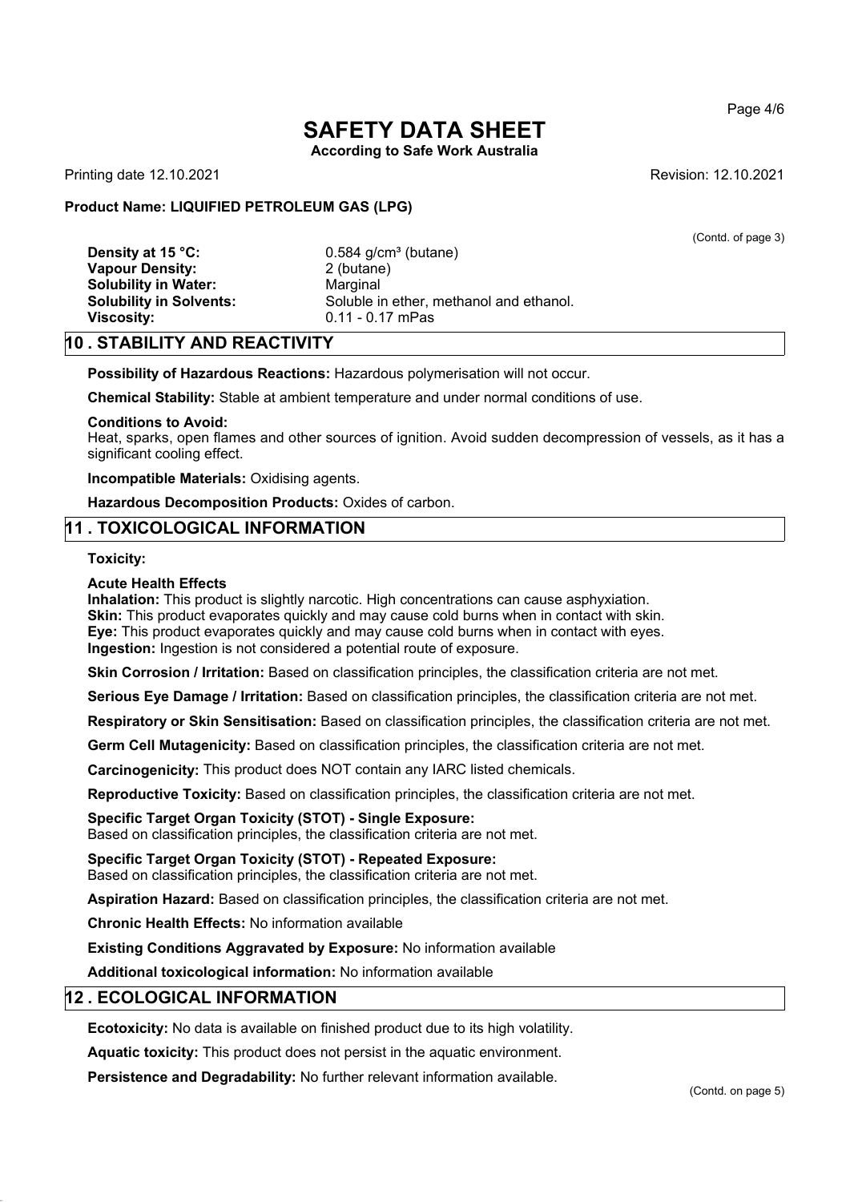(Contd. of page 3)

| | |
|---|---|
| **Density at 15 °C:** | 0.584 g/cm³ (butane) |
| **Vapour Density:** | 2 (butane) |
| **Solubility in Water:** | Marginal |
| **Solubility in Solvents:** | Soluble in ether, methanol and ethanol. |
| **Viscosity:** | 0.11 - 0.17 mPas |

## 10 . STABILITY AND REACTIVITY

**Possibility of Hazardous Reactions:** Hazardous polymerisation will not occur.

**Chemical Stability:** Stable at ambient temperature and under normal conditions of use.

**Conditions to Avoid:**
Heat, sparks, open flames and other sources of ignition. Avoid sudden decompression of vessels, as it has a significant cooling effect.

**Incompatible Materials:** Oxidising agents.

**Hazardous Decomposition Products:** Oxides of carbon.

## 11 . TOXICOLOGICAL INFORMATION

**Toxicity:**

**Acute Health Effects**
**Inhalation:** This product is slightly narcotic. High concentrations can cause asphyxiation.
**Skin:** This product evaporates quickly and may cause cold burns when in contact with skin.
**Eye:** This product evaporates quickly and may cause cold burns when in contact with eyes.
**Ingestion:** Ingestion is not considered a potential route of exposure.

**Skin Corrosion / Irritation:** Based on classification principles, the classification criteria are not met.

**Serious Eye Damage / Irritation:** Based on classification principles, the classification criteria are not met.

**Respiratory or Skin Sensitisation:** Based on classification principles, the classification criteria are not met.

**Germ Cell Mutagenicity:** Based on classification principles, the classification criteria are not met.

**Carcinogenicity:** This product does NOT contain any IARC listed chemicals.

**Reproductive Toxicity:** Based on classification principles, the classification criteria are not met.

**Specific Target Organ Toxicity (STOT) - Single Exposure:**
Based on classification principles, the classification criteria are not met.

**Specific Target Organ Toxicity (STOT) - Repeated Exposure:**
Based on classification principles, the classification criteria are not met.

**Aspiration Hazard:** Based on classification principles, the classification criteria are not met.

**Chronic Health Effects:** No information available

**Existing Conditions Aggravated by Exposure:** No information available

**Additional toxicological information:** No information available

## 12 . ECOLOGICAL INFORMATION

**Ecotoxicity:** No data is available on finished product due to its high volatility.

**Aquatic toxicity:** This product does not persist in the aquatic environment.

**Persistence and Degradability:** No further relevant information available.

(Contd. on page 5)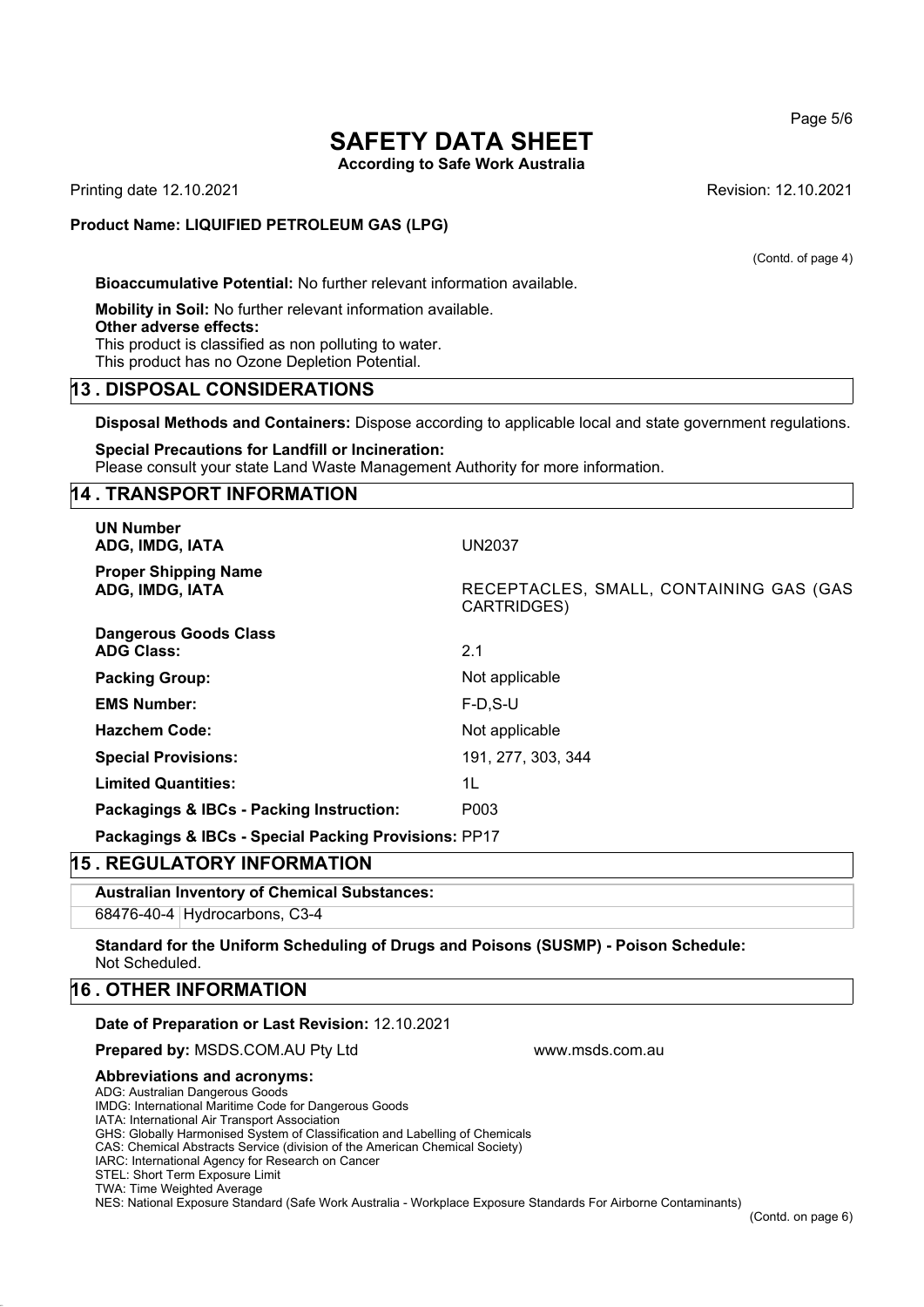(Contd. of page 4)

**Bioaccumulative Potential:** No further relevant information available.

**Mobility in Soil:** No further relevant information available.
**Other adverse effects:**
This product is classified as non polluting to water.
This product has no Ozone Depletion Potential.

## 13 . DISPOSAL CONSIDERATIONS

**Disposal Methods and Containers:** Dispose according to applicable local and state government regulations.

**Special Precautions for Landfill or Incineration:**
Please consult your state Land Waste Management Authority for more information.

## 14 . TRANSPORT INFORMATION

| | |
|---|---|
| **UN Number** **ADG, IMDG, IATA** | UN2037 |
| **Proper Shipping Name** **ADG, IMDG, IATA** | RECEPTACLES, SMALL, CONTAINING GAS (GAS CARTRIDGES) |
| **Dangerous Goods Class** **ADG Class:** | 2.1 |
| **Packing Group:** | Not applicable |
| **EMS Number:** | F-D,S-U |
| **Hazchem Code:** | Not applicable |
| **Special Provisions:** | 191, 277, 303, 344 |
| **Limited Quantities:** | 1L |
| **Packagings & IBCs - Packing Instruction:** | P003 |
| **Packagings & IBCs - Special Packing Provisions:** | PP17 |

## 15 . REGULATORY INFORMATION

**Australian Inventory of Chemical Substances:**

| | |
|---|---|
| 68476-40-4 | Hydrocarbons, C3-4 |

**Standard for the Uniform Scheduling of Drugs and Poisons (SUSMP) - Poison Schedule:**
Not Scheduled.

## 16 . OTHER INFORMATION

**Date of Preparation or Last Revision:** 12.10.2021

**Prepared by:** MSDS.COM.AU Pty Ltd www.msds.com.au

**Abbreviations and acronyms:**
ADG: Australian Dangerous Goods
IMDG: International Maritime Code for Dangerous Goods
IATA: International Air Transport Association
GHS: Globally Harmonised System of Classification and Labelling of Chemicals
CAS: Chemical Abstracts Service (division of the American Chemical Society)
IARC: International Agency for Research on Cancer
STEL: Short Term Exposure Limit
TWA: Time Weighted Average
NES: National Exposure Standard (Safe Work Australia - Workplace Exposure Standards For Airborne Contaminants)

(Contd. on page 6)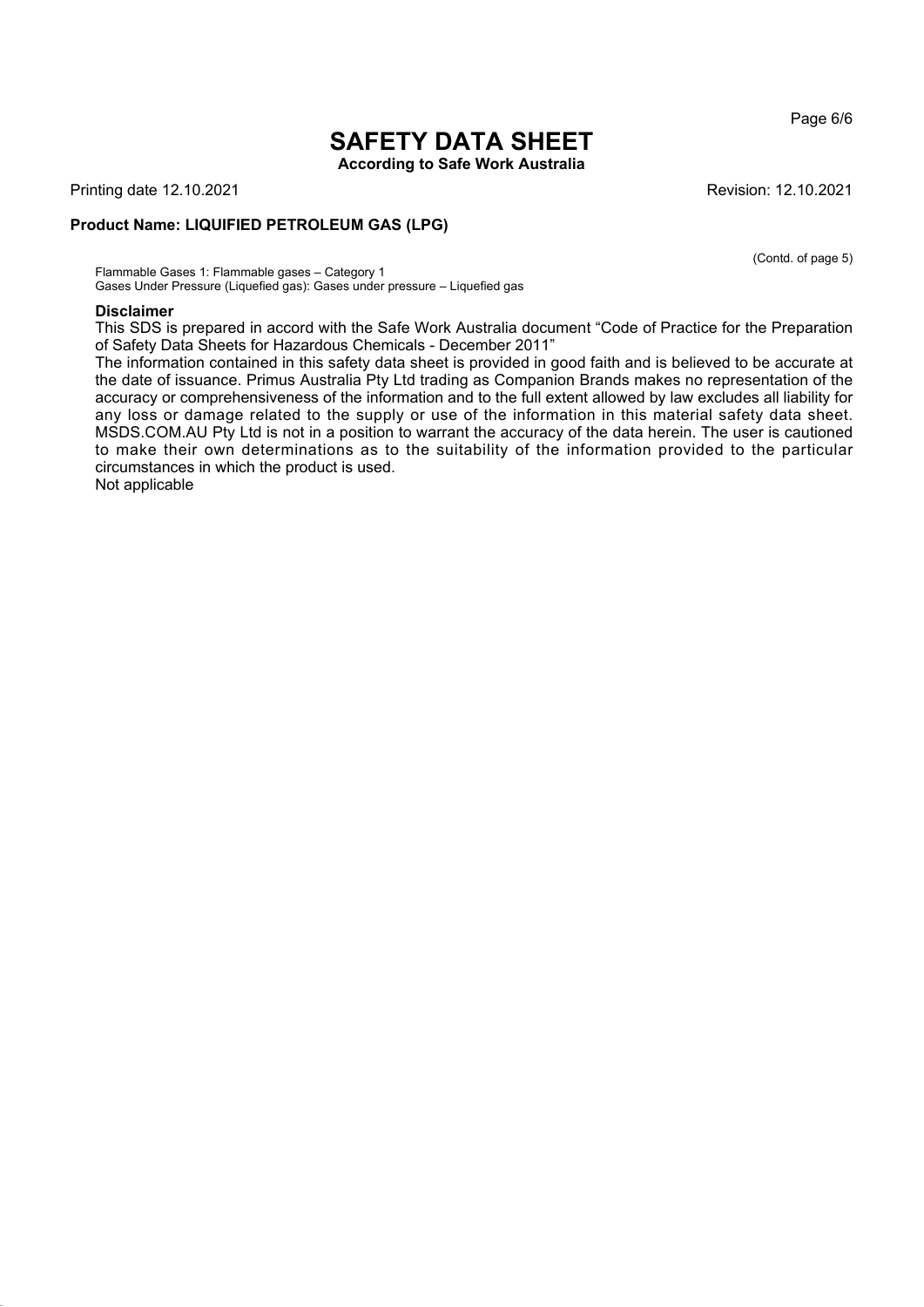(Contd. of page 5)

Flammable Gases 1: Flammable gases – Category 1
Gases Under Pressure (Liquefied gas): Gases under pressure – Liquefied gas

**Disclaimer**

This SDS is prepared in accord with the Safe Work Australia document "Code of Practice for the Preparation of Safety Data Sheets for Hazardous Chemicals - December 2011"

The information contained in this safety data sheet is provided in good faith and is believed to be accurate at the date of issuance. Primus Australia Pty Ltd trading as Companion Brands makes no representation of the accuracy or comprehensiveness of the information and to the full extent allowed by law excludes all liability for any loss or damage related to the supply or use of the information in this material safety data sheet. MSDS.COM.AU Pty Ltd is not in a position to warrant the accuracy of the data herein. The user is cautioned to make their own determinations as to the suitability of the information provided to the particular circumstances in which the product is used.

Not applicable